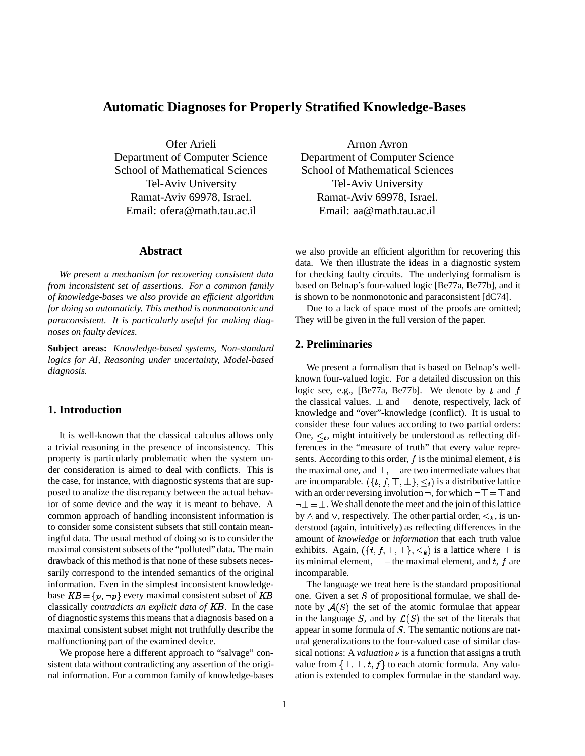# Automatic Diagnoses for Properly Stratified Knowledge-Bases

Ofer Arieli
Department of Computer Science
School of Mathematical Sciences
Tel-Aviv University
Ramat-Aviv 69978, Israel.
Email: ofera@math.tau.ac.il

Arnon Avron
Department of Computer Science
School of Mathematical Sciences
Tel-Aviv University
Ramat-Aviv 69978, Israel.
Email: aa@math.tau.ac.il

## Abstract

*We present a mechanism for recovering consistent data from inconsistent set of assertions. For a common family of knowledge-bases we also provide an efficient algorithm for doing so automaticly. This method is nonmonotonic and paraconsistent. It is particularly useful for making diagnoses on faulty devices.*

**Subject areas:** *Knowledge-based systems, Non-standard logics for AI, Reasoning under uncertainty, Model-based diagnosis.*

## 1. Introduction

It is well-known that the classical calculus allows only a trivial reasoning in the presence of inconsistency. This property is particularly problematic when the system under consideration is aimed to deal with conflicts. This is the case, for instance, with diagnostic systems that are supposed to analize the discrepancy between the actual behavior of some device and the way it is meant to behave. A common approach of handling inconsistent information is to consider some consistent subsets that still contain meaningful data. The usual method of doing so is to consider the maximal consistent subsets of the "polluted" data. The main drawback of this method is that none of these subsets necessarily correspond to the intended semantics of the original information. Even in the simplest inconsistent knowledge-base $KB = \{p, \neg p\}$ every maximal consistent subset of $KB$ classically *contradicts an explicit data of* $KB$. In the case of diagnostic systems this means that a diagnosis based on a maximal consistent subset might not truthfully describe the malfunctioning part of the examined device.

We propose here a different approach to "salvage" consistent data without contradicting any assertion of the original information. For a common family of knowledge-bases we also provide an efficient algorithm for recovering this data. We then illustrate the ideas in a diagnostic system for checking faulty circuits. The underlying formalism is based on Belnap's four-valued logic [Be77a, Be77b], and it is shown to be nonmonotonic and paraconsistent [dC74].

Due to a lack of space most of the proofs are omitted; They will be given in the full version of the paper.

## 2. Preliminaries

We present a formalism that is based on Belnap's well-known four-valued logic. For a detailed discussion on this logic see, e.g., [Be77a, Be77b]. We denote by $t$ and $f$ the classical values. $\bot$ and $\top$ denote, respectively, lack of knowledge and "over"-knowledge (conflict). It is usual to consider these four values according to two partial orders: One, $\leq_t$, might intuitively be understood as reflecting differences in the "measure of truth" that every value represents. According to this order, $f$ is the minimal element, $t$ is the maximal one, and $\bot, \top$ are two intermediate values that are incomparable. $(\{t, f, \top, \bot\}, \leq_t)$ is a distributive lattice with an order reversing involution $\neg$, for which $\neg\top = \top$ and $\neg\bot = \bot$. We shall denote the meet and the join of this lattice by $\wedge$ and $\vee$, respectively. The other partial order, $\leq_k$, is understood (again, intuitively) as reflecting differences in the amount of *knowledge* or *information* that each truth value exhibits. Again, $(\{t, f, \top, \bot\}, \leq_k)$ is a lattice where $\bot$ is its minimal element, $\top$ – the maximal element, and $t$, $f$ are incomparable.

The language we treat here is the standard propositional one. Given a set $S$ of propositional formulae, we shall denote by $\mathcal{A}(S)$ the set of the atomic formulae that appear in the language $S$, and by $\mathcal{L}(S)$ the set of the literals that appear in some formula of $S$. The semantic notions are natural generalizations to the four-valued case of similar classical notions: A *valuation* $\nu$ is a function that assigns a truth value from $\{\top, \bot, t, f\}$ to each atomic formula. Any valuation is extended to complex formulae in the standard way.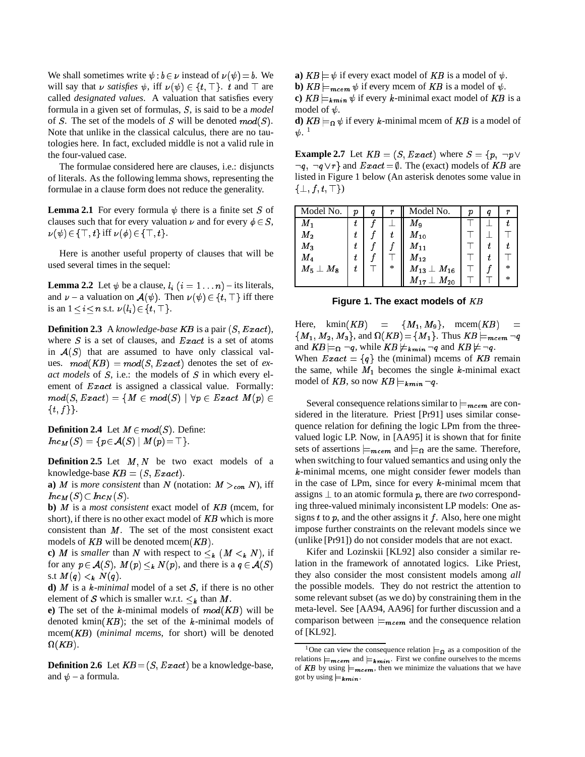We shall sometimes write $\psi : b \in \nu$ instead of $\nu(\psi) = b$. We will say that $\nu$ *satisfies* $\psi$, iff $\nu(\psi) \in \{t, \top\}$. $t$ and $\top$ are called *designated values*. A valuation that satisfies every formula in a given set of formulas, $S$, is said to be a *model* of $S$. The set of the models of $S$ will be denoted $mod(S)$. Note that unlike in the classical calculus, there are no tautologies here. In fact, excluded middle is not a valid rule in the four-valued case.

The formulae considered here are clauses, i.e.: disjuncts of literals. As the following lemma shows, representing the formulae in a clause form does not reduce the generality.

**Lemma 2.1** For every formula $\psi$ there is a finite set $S$ of clauses such that for every valuation $\nu$ and for every $\phi \in S$, $\nu(\psi) \in \{\top, t\}$ iff $\nu(\phi) \in \{\top, t\}$.

Here is another useful property of clauses that will be used several times in the sequel:

**Lemma 2.2** Let $\psi$ be a clause, $l_i$ $(i = 1 \ldots n)$ – its literals, and $\nu$ – a valuation on $\mathcal{A}(\psi)$. Then $\nu(\psi) \in \{t, \top\}$ iff there is an $1 \leq i \leq n$ s.t. $\nu(l_i) \in \{t, \top\}$.

**Definition 2.3** A *knowledge-base* $KB$ is a pair $(S, Exact)$, where $S$ is a set of clauses, and $Exact$ is a set of atoms in $\mathcal{A}(S)$ that are assumed to have only classical values. $mod(KB) = mod(S, Exact)$ denotes the set of *exact models* of $S$, i.e.: the models of $S$ in which every element of $Exact$ is assigned a classical value. Formally: $mod(S, Exact) = \{M \in mod(S) \mid \forall p \in Exact\ M(p) \in \{t, f\}\}$.

**Definition 2.4** Let $M \in mod(S)$. Define: $Inc_M(S) = \{p \in \mathcal{A}(S) \mid M(p) = \top\}$.

**Definition 2.5** Let $M, N$ be two exact models of a knowledge-base $KB = (S, Exact)$.

**a)** $M$ is *more consistent* than $N$ (notation: $M >_{con} N$), iff $Inc_M(S) \subset Inc_N(S)$.

**b)** $M$ is a *most consistent* exact model of $KB$ (mcem, for short), if there is no other exact model of $KB$ which is more consistent than $M$. The set of the most consistent exact models of $KB$ will be denoted mcem$(KB)$.

**c)** $M$ is *smaller* than $N$ with respect to $\leq_k$ $(M <_k N)$, if for any $p \in \mathcal{A}(S)$, $M(p) \leq_k N(p)$, and there is a $q \in \mathcal{A}(S)$ s.t $M(q) <_k N(q)$.

**d)** $M$ is a *k-minimal* model of a set $\mathcal{S}$, if there is no other element of $\mathcal{S}$ which is smaller w.r.t. $\leq_k$ than $M$.

**e)** The set of the $k$-minimal models of $mod(KB)$ will be denoted kmin$(KB)$; the set of the $k$-minimal models of mcem$(KB)$ (*minimal mcems*, for short) will be denoted $\Omega(KB)$.

**Definition 2.6** Let $KB = (S, Exact)$ be a knowledge-base, and $\psi$ – a formula.

**a)** $KB \models \psi$ if every exact model of $KB$ is a model of $\psi$.

**b)** $KB \models_{mcem} \psi$ if every mcem of $KB$ is a model of $\psi$.

**c)** $KB \models_{kmin} \psi$ if every $k$-minimal exact model of $KB$ is a model of $\psi$.

**d)** $KB \models_{\Omega} \psi$ if every $k$-minimal mcem of $KB$ is a model of $\psi$. [1]

**Example 2.7** Let $KB = (S, Exact)$ where $S = \{p,\ \neg p \vee \neg q,\ \neg q \vee r\}$ and $Exact = \emptyset$. The (exact) models of $KB$ are listed in Figure 1 below (An asterisk denotes some value in $\{\bot, f, t, \top\}$)

| Model No. | $p$ | $q$ | $r$ | Model No. | $p$ | $q$ | $r$ |
|---|---|---|---|---|---|---|---|
| $M_1$ | $t$ | $f$ | $\bot$ | $M_9$ | $\top$ | $\bot$ | $t$ |
| $M_2$ | $t$ | $f$ | $t$ | $M_{10}$ | $\top$ | $\bot$ | $\top$ |
| $M_3$ | $t$ | $f$ | $f$ | $M_{11}$ | $\top$ | $t$ | $t$ |
| $M_4$ | $t$ | $f$ | $\top$ | $M_{12}$ | $\top$ | $t$ | $\top$ |
| $M_5 \perp M_8$ | $t$ | $\top$ | $*$ | $M_{13} \perp M_{16}$ | $\top$ | $f$ | $*$ |
| | | | | $M_{17} \perp M_{20}$ | $\top$ | $\top$ | $*$ |

**Figure 1. The exact models of $KB$**

Here, kmin$(KB) = \{M_1, M_9\}$, mcem$(KB) = \{M_1, M_2, M_3\}$, and $\Omega(KB) = \{M_1\}$. Thus $KB \models_{mcem} \neg q$ and $KB \models_{\Omega} \neg q$, while $KB \not\models_{kmin} \neg q$ and $KB \not\models \neg q$.
When $Exact = \{q\}$ the (minimal) mcems of $KB$ remain the same, while $M_1$ becomes the single $k$-minimal exact model of $KB$, so now $KB \models_{kmin} \neg q$.

Several consequence relations similar to $\models_{mcem}$ are considered in the literature. Priest [Pr91] uses similar consequence relation for defining the logic LPm from the three-valued logic LP. Now, in [AA95] it is shown that for finite sets of assertions $\models_{mcem}$ and $\models_{\Omega}$ are the same. Therefore, when switching to four valued semantics and using only the $k$-minimal mcems, one might consider fewer models than in the case of LPm, since for every $k$-minimal mcem that assigns $\bot$ to an atomic formula $p$, there are *two* corresponding three-valued minimaly inconsistent LP models: One assigns $t$ to $p$, and the other assigns it $f$. Also, here one might impose further constraints on the relevant models since we (unlike [Pr91]) do not consider models that are not exact.

Kifer and Lozinskii [KL92] also consider a similar relation in the framework of annotated logics. Like Priest, they also consider the most consistent models among *all* the possible models. They do not restrict the attention to some relevant subset (as we do) by constraining them in the meta-level. See [AA94, AA96] for further discussion and a comparison between $\models_{mcem}$ and the consequence relation of [KL92].

[1] One can view the consequence relation $\models_{\Omega}$ as a composition of the relations $\models_{mcem}$ and $\models_{kmin}$. First we confine ourselves to the mcems of $KB$ by using $\models_{mcem}$, then we minimize the valuations that we have got by using $\models_{kmin}$.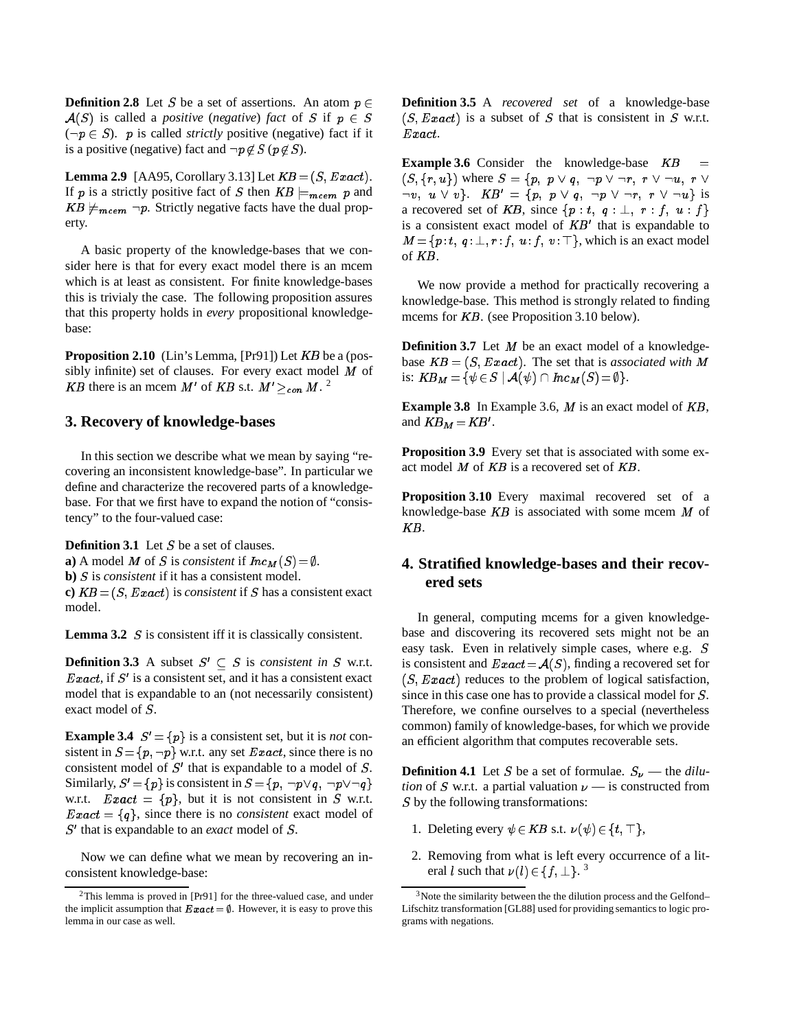**Definition 2.8** Let $S$ be a set of assertions. An atom $p \in \mathcal{A}(S)$ is called a *positive* (*negative*) *fact* of $S$ if $p \in S$ ($\neg p \in S$). $p$ is called *strictly* positive (negative) fact if it is a positive (negative) fact and $\neg p \notin S$ ($p \notin S$).

**Lemma 2.9** [AA95, Corollary 3.13] Let $KB = (S, Exact)$. If $p$ is a strictly positive fact of $S$ then $KB \models_{mcem} p$ and $KB \not\models_{mcem} \neg p$. Strictly negative facts have the dual property.

A basic property of the knowledge-bases that we consider here is that for every exact model there is an mcem which is at least as consistent. For finite knowledge-bases this is trivialy the case. The following proposition assures that this property holds in *every* propositional knowledge-base:

**Proposition 2.10** (Lin's Lemma, [Pr91]) Let $KB$ be a (possibly infinite) set of clauses. For every exact model $M$ of $KB$ there is an mcem $M'$ of $KB$ s.t. $M' \geq_{con} M$. [2]

## 3. Recovery of knowledge-bases

In this section we describe what we mean by saying "recovering an inconsistent knowledge-base". In particular we define and characterize the recovered parts of a knowledge-base. For that we first have to expand the notion of "consistency" to the four-valued case:

**Definition 3.1** Let $S$ be a set of clauses.
**a)** A model $M$ of $S$ is *consistent* if $Inc_M(S) = \emptyset$.
**b)** $S$ is *consistent* if it has a consistent model.
**c)** $KB = (S, Exact)$ is *consistent* if $S$ has a consistent exact model.

**Lemma 3.2** $S$ is consistent iff it is classically consistent.

**Definition 3.3** A subset $S' \subseteq S$ is *consistent in* $S$ w.r.t. $Exact$, if $S'$ is a consistent set, and it has a consistent exact model that is expandable to an (not necessarily consistent) exact model of $S$.

**Example 3.4** $S' = \{p\}$ is a consistent set, but it is *not* consistent in $S = \{p, \neg p\}$ w.r.t. any set $Exact$, since there is no consistent model of $S'$ that is expandable to a model of $S$. Similarly, $S' = \{p\}$ is consistent in $S = \{p, \neg p \vee q, \neg p \vee \neg q\}$ w.r.t. $Exact = \{p\}$, but it is not consistent in $S$ w.r.t. $Exact = \{q\}$, since there is no *consistent* exact model of $S'$ that is expandable to an *exact* model of $S$.

Now we can define what we mean by recovering an inconsistent knowledge-base:

**Definition 3.5** A *recovered set* of a knowledge-base $(S, Exact)$ is a subset of $S$ that is consistent in $S$ w.r.t. $Exact$.

**Example 3.6** Consider the knowledge-base $KB = (S, \{r, u\})$ where $S = \{p,\ p \vee q,\ \neg p \vee \neg r,\ r \vee \neg u,\ r \vee \neg v,\ u \vee v\}$. $KB' = \{p,\ p \vee q,\ \neg p \vee \neg r,\ r \vee \neg u\}$ is a recovered set of $KB$, since $\{p : t,\ q : \bot,\ r : f,\ u : f\}$ is a consistent exact model of $KB'$ that is expandable to $M = \{p : t,\ q : \bot, r : f,\ u : f,\ v : \top\}$, which is an exact model of $KB$.

We now provide a method for practically recovering a knowledge-base. This method is strongly related to finding mcems for $KB$. (see Proposition 3.10 below).

**Definition 3.7** Let $M$ be an exact model of a knowledge-base $KB = (S, Exact)$. The set that is *associated with* $M$ is: $KB_M = \{\psi \in S \mid \mathcal{A}(\psi) \cap Inc_M(S) = \emptyset\}$.

**Example 3.8** In Example 3.6, $M$ is an exact model of $KB$, and $KB_M = KB'$.

**Proposition 3.9** Every set that is associated with some exact model $M$ of $KB$ is a recovered set of $KB$.

**Proposition 3.10** Every maximal recovered set of a knowledge-base $KB$ is associated with some mcem $M$ of $KB$.

## 4. Stratified knowledge-bases and their recovered sets

In general, computing mcems for a given knowledge-base and discovering its recovered sets might not be an easy task. Even in relatively simple cases, where e.g. $S$ is consistent and $Exact = \mathcal{A}(S)$, finding a recovered set for $(S, Exact)$ reduces to the problem of logical satisfaction, since in this case one has to provide a classical model for $S$. Therefore, we confine ourselves to a special (nevertheless common) family of knowledge-bases, for which we provide an efficient algorithm that computes recoverable sets.

**Definition 4.1** Let $S$ be a set of formulae. $S_\nu$ — the *dilution* of $S$ w.r.t. a partial valuation $\nu$ — is constructed from $S$ by the following transformations:

1. Deleting every $\psi \in KB$ s.t. $\nu(\psi) \in \{t, \top\}$,
2. Removing from what is left every occurrence of a literal $l$ such that $\nu(l) \in \{f, \bot\}$. [3]

---

[2] This lemma is proved in [Pr91] for the three-valued case, and under the implicit assumption that $Exact = \emptyset$. However, it is easy to prove this lemma in our case as well.

[3] Note the similarity between the the dilution process and the Gelfond–Lifschitz transformation [GL88] used for providing semantics to logic programs with negations.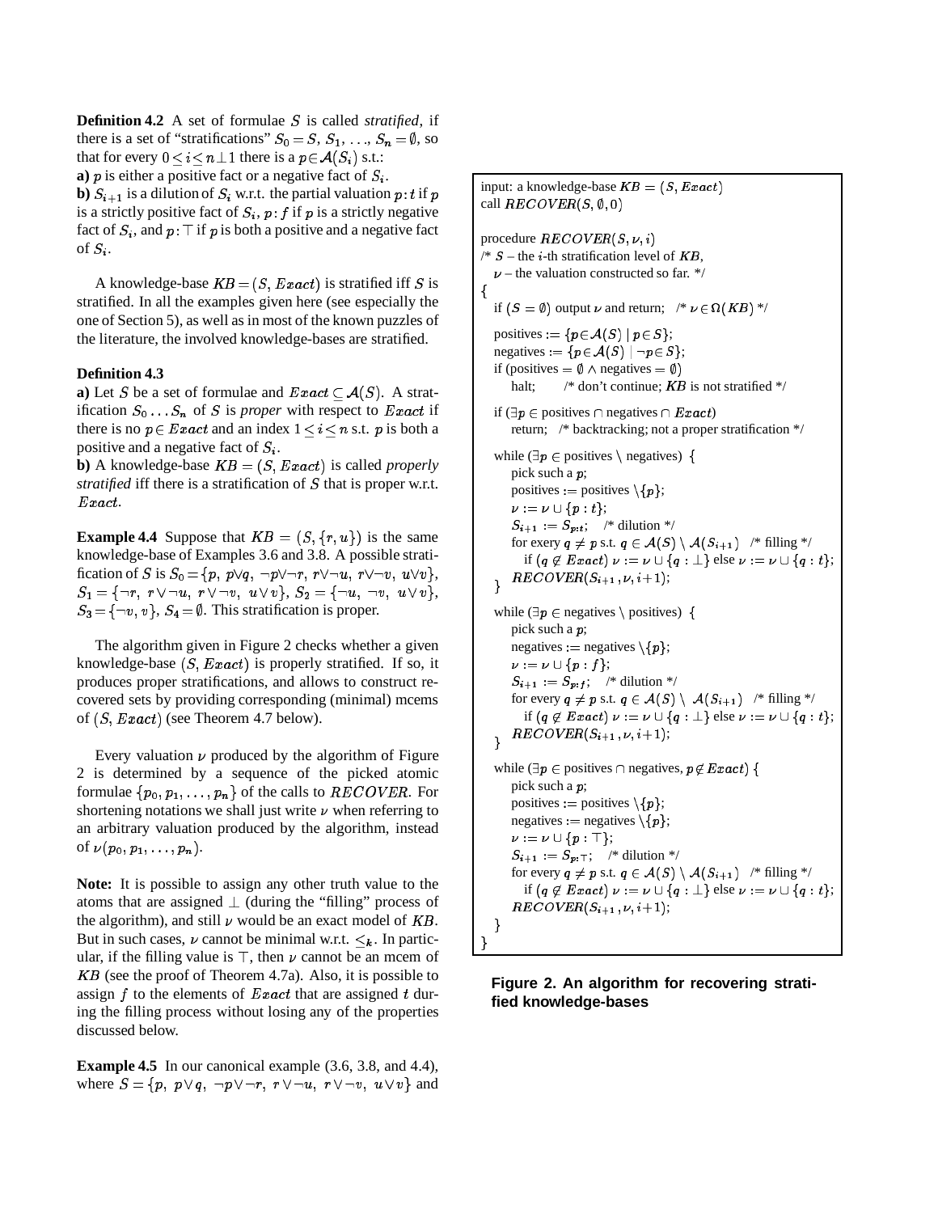**Definition 4.2** A set of formulae $S$ is called *stratified*, if there is a set of "stratifications" $S_0 = S, S_1, \ldots, S_n = \emptyset$, so that for every $0 \leq i \leq n{\perp}1$ there is a $p \in \mathcal{A}(S_i)$ s.t.:

**a)** $p$ is either a positive fact or a negative fact of $S_i$.

**b)** $S_{i+1}$ is a dilution of $S_i$ w.r.t. the partial valuation $p\!:\!t$ if $p$ is a strictly positive fact of $S_i$, $p\!:\!f$ if $p$ is a strictly negative fact of $S_i$, and $p\!:\!\top$ if $p$ is both a positive and a negative fact of $S_i$.

A knowledge-base $KB = (S, Exact)$ is stratified iff $S$ is stratified. In all the examples given here (see especially the one of Section 5), as well as in most of the known puzzles of the literature, the involved knowledge-bases are stratified.

**Definition 4.3**

**a)** Let $S$ be a set of formulae and $Exact \subseteq \mathcal{A}(S)$. A stratification $S_0 \ldots S_n$ of $S$ is *proper* with respect to $Exact$ if there is no $p \in Exact$ and an index $1 \leq i \leq n$ s.t. $p$ is both a positive and a negative fact of $S_i$.

**b)** A knowledge-base $KB = (S, Exact)$ is called *properly stratified* iff there is a stratification of $S$ that is proper w.r.t. $Exact$.

**Example 4.4** Suppose that $KB = (S, \{r, u\})$ is the same knowledge-base of Examples 3.6 and 3.8. A possible stratification of $S$ is $S_0 = \{p,\ p \vee q,\ \neg p \vee \neg r,\ r \vee \neg u,\ r \vee \neg v,\ u \vee v\}$, $S_1 = \{\neg r,\ r \vee \neg u,\ r \vee \neg v,\ u \vee v\}$, $S_2 = \{\neg u,\ \neg v,\ u \vee v\}$, $S_3 = \{\neg v, v\}$, $S_4 = \emptyset$. This stratification is proper.

The algorithm given in Figure 2 checks whether a given knowledge-base $(S, Exact)$ is properly stratified. If so, it produces proper stratifications, and allows to construct recovered sets by providing corresponding (minimal) mcems of $(S, Exact)$ (see Theorem 4.7 below).

Every valuation $\nu$ produced by the algorithm of Figure 2 is determined by a sequence of the picked atomic formulae $\{p_0, p_1, \ldots, p_n\}$ of the calls to $RECOVER$. For shortening notations we shall just write $\nu$ when referring to an arbitrary valuation produced by the algorithm, instead of $\nu(p_0, p_1, \ldots, p_n)$.

**Note:** It is possible to assign any other truth value to the atoms that are assigned $\perp$ (during the "filling" process of the algorithm), and still $\nu$ would be an exact model of $KB$. But in such cases, $\nu$ cannot be minimal w.r.t. $\leq_k$. In particular, if the filling value is $\top$, then $\nu$ cannot be an mcem of $KB$ (see the proof of Theorem 4.7a). Also, it is possible to assign $f$ to the elements of $Exact$ that are assigned $t$ during the filling process without losing any of the properties discussed below.

**Example 4.5** In our canonical example (3.6, 3.8, and 4.4), where $S = \{p,\ p \vee q,\ \neg p \vee \neg r,\ r \vee \neg u,\ r \vee \neg v,\ u \vee v\}$ and

```
input: a knowledge-base KB = (S, Exact)
call RECOVER(S, ∅, 0)

procedure RECOVER(S, ν, i)
/* S – the i-th stratification level of KB,
   ν – the valuation constructed so far. */
{
  if (S = ∅) output ν and return;   /* ν ∈ Ω(KB) */

  positives := {p ∈ A(S) | p ∈ S};
  negatives := {p ∈ A(S) | ¬p ∈ S};
  if (positives = ∅ ∧ negatives = ∅)
      halt;      /* don't continue; KB is not stratified */

  if (∃p ∈ positives ∩ negatives ∩ Exact)
      return;   /* backtracking; not a proper stratification */

  while (∃p ∈ positives \ negatives) {
      pick such a p;
      positives := positives \ {p};
      ν := ν ∪ {p : t};
      S_{i+1} := S_{p:t};    /* dilution */
      for every q ≠ p s.t. q ∈ A(S) \ A(S_{i+1})   /* filling */
         if (q ∉ Exact) ν := ν ∪ {q : ⊥} else ν := ν ∪ {q : t};
      RECOVER(S_{i+1}, ν, i+1);
  }

  while (∃p ∈ negatives \ positives) {
      pick such a p;
      negatives := negatives \ {p};
      ν := ν ∪ {p : f};
      S_{i+1} := S_{p:f};    /* dilution */
      for every q ≠ p s.t. q ∈ A(S) \ A(S_{i+1})   /* filling */
         if (q ∉ Exact) ν := ν ∪ {q : ⊥} else ν := ν ∪ {q : t};
      RECOVER(S_{i+1}, ν, i+1);
  }

  while (∃p ∈ positives ∩ negatives, p ∉ Exact) {
      pick such a p;
      positives := positives \ {p};
      negatives := negatives \ {p};
      ν := ν ∪ {p : ⊤};
      S_{i+1} := S_{p:⊤};    /* dilution */
      for every q ≠ p s.t. q ∈ A(S) \ A(S_{i+1})   /* filling */
         if (q ∉ Exact) ν := ν ∪ {q : ⊥} else ν := ν ∪ {q : t};
      RECOVER(S_{i+1}, ν, i+1);
  }
}
```

**Figure 2. An algorithm for recovering stratified knowledge-bases**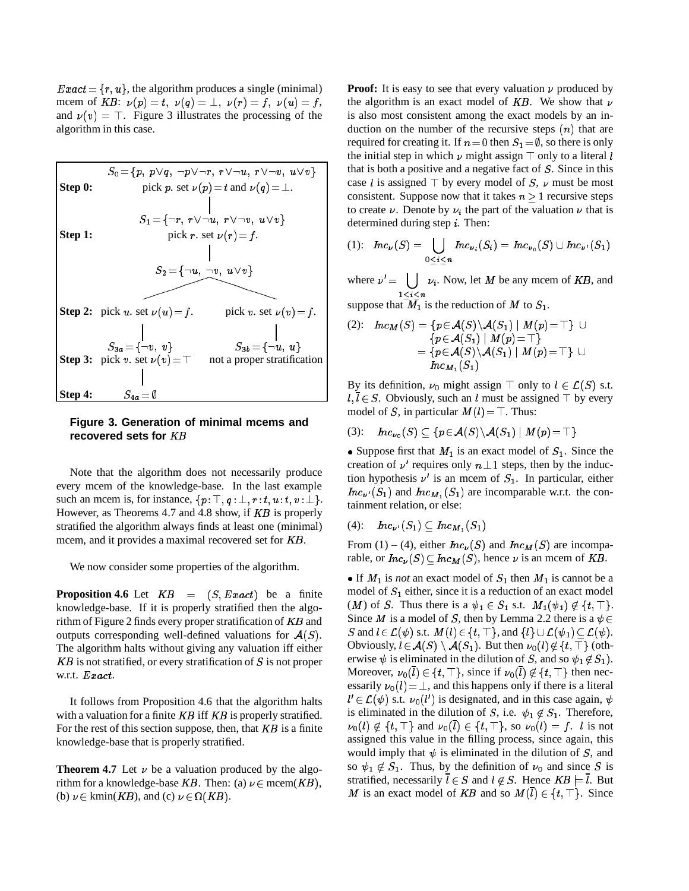$Exact = \{r, u\}$, the algorithm produces a single (minimal) mcem of $KB$: $\nu(p) = t$, $\nu(q) = \bot$, $\nu(r) = f$, $\nu(u) = f$, and $\nu(v) = \top$. Figure 3 illustrates the processing of the algorithm in this case.

$S_0 = \{p,\ p\vee q,\ \neg p\vee\neg r,\ r\vee\neg u,\ r\vee\neg v,\ u\vee v\}$

**Step 0:** pick $p$. set $\nu(p) = t$ and $\nu(q) = \bot$.

$S_1 = \{\neg r,\ r\vee\neg u,\ r\vee\neg v,\ u\vee v\}$

**Step 1:** pick $r$. set $\nu(r) = f$.

$S_2 = \{\neg u,\ \neg v,\ u\vee v\}$

**Step 2:** pick $u$. set $\nu(u) = f$. | pick $v$. set $\nu(v) = f$.

$S_{3a} = \{\neg v,\ v\}$ | $S_{3b} = \{\neg u,\ u\}$

**Step 3:** pick $v$. set $\nu(v) = \top$ | not a proper stratification

**Step 4:** $S_{4a} = \emptyset$

**Figure 3. Generation of minimal mcems and recovered sets for** $KB$

Note that the algorithm does not necessarily produce every mcem of the knowledge-base. In the last example such an mcem is, for instance, $\{p\!:\!\top, q\!:\!\bot, r\!:\!t, u\!:\!t, v\!:\!\bot\}$. However, as Theorems 4.7 and 4.8 show, if $KB$ is properly stratified the algorithm always finds at least one (minimal) mcem, and it provides a maximal recovered set for $KB$.

We now consider some properties of the algorithm.

**Proposition 4.6** Let $KB = (S, Exact)$ be a finite knowledge-base. If it is properly stratified then the algorithm of Figure 2 finds every proper stratification of $KB$ and outputs corresponding well-defined valuations for $\mathcal{A}(S)$. The algorithm halts without giving any valuation iff either $KB$ is not stratified, or every stratification of $S$ is not proper w.r.t. $Exact$.

It follows from Proposition 4.6 that the algorithm halts with a valuation for a finite $KB$ iff $KB$ is properly stratified. For the rest of this section suppose, then, that $KB$ is a finite knowledge-base that is properly stratified.

**Theorem 4.7** Let $\nu$ be a valuation produced by the algorithm for a knowledge-base $KB$. Then: (a) $\nu \in$ mcem($KB$), (b) $\nu \in$ kmin($KB$), and (c) $\nu \in \Omega(KB)$.

**Proof:** It is easy to see that every valuation $\nu$ produced by the algorithm is an exact model of $KB$. We show that $\nu$ is also most consistent among the exact models by an induction on the number of the recursive steps $(n)$ that are required for creating it. If $n = 0$ then $S_1 = \emptyset$, so there is only the initial step in which $\nu$ might assign $\top$ only to a literal $l$ that is both a positive and a negative fact of $S$. Since in this case $l$ is assigned $\top$ by every model of $S$, $\nu$ must be most consistent. Suppose now that it takes $n \geq 1$ recursive steps to create $\nu$. Denote by $\nu_i$ the part of the valuation $\nu$ that is determined during step $i$. Then:

$$(1):\quad Inc_\nu(S) = \bigcup_{0\leq i\leq n} Inc_{\nu_i}(S_i) = Inc_{\nu_0}(S) \cup Inc_{\nu'}(S_1)$$

where $\nu' = \bigcup_{1\leq i\leq n} \nu_i$. Now, let $M$ be any mcem of $KB$, and suppose that $M_1$ is the reduction of $M$ to $S_1$.

$$\begin{aligned}(2):\quad Inc_M(S) &= \{p\in\mathcal{A}(S)\backslash\mathcal{A}(S_1) \mid M(p) = \top\} \cup \\ &\quad \{p\in\mathcal{A}(S_1) \mid M(p) = \top\} \\ &= \{p\in\mathcal{A}(S)\backslash\mathcal{A}(S_1) \mid M(p) = \top\} \cup \\ &\quad Inc_{M_1}(S_1)\end{aligned}$$

By its definition, $\nu_0$ might assign $\top$ only to $l \in \mathcal{L}(S)$ s.t. $l, \overline{l} \in S$. Obviously, such an $l$ must be assigned $\top$ by every model of $S$, in particular $M(l) = \top$. Thus:

$$(3):\quad Inc_{\nu_0}(S) \subseteq \{p\in\mathcal{A}(S)\backslash\mathcal{A}(S_1) \mid M(p) = \top\}$$

- Suppose first that $M_1$ is an exact model of $S_1$. Since the creation of $\nu'$ requires only $n \bot 1$ steps, then by the induction hypothesis $\nu'$ is an mcem of $S_1$. In particular, either $Inc_{\nu'}(S_1)$ and $Inc_{M_1}(S_1)$ are incomparable w.r.t. the containment relation, or else:

$$(4):\quad Inc_{\nu'}(S_1) \subseteq Inc_{M_1}(S_1)$$

From (1) – (4), either $Inc_\nu(S)$ and $Inc_M(S)$ are incomparable, or $Inc_\nu(S) \subseteq Inc_M(S)$, hence $\nu$ is an mcem of $KB$.

- If $M_1$ is *not* an exact model of $S_1$ then $M_1$ is cannot be a model of $S_1$ either, since it is a reduction of an exact model ($M$) of $S$. Thus there is a $\psi_1 \in S_1$ s.t. $M_1(\psi_1) \notin \{t, \top\}$. Since $M$ is a model of $S$, then by Lemma 2.2 there is a $\psi \in S$ and $l \in \mathcal{L}(\psi)$ s.t. $M(l) \in \{t, \top\}$, and $\{l\} \cup \mathcal{L}(\psi_1) \subseteq \mathcal{L}(\psi)$. Obviously, $l \in \mathcal{A}(S) \setminus \mathcal{A}(S_1)$. But then $\nu_0(l) \notin \{t, \top\}$ (otherwise $\psi$ is eliminated in the dilution of $S$, and so $\psi_1 \notin S_1$). Moreover, $\nu_0(\overline{l}) \in \{t, \top\}$, since if $\nu_0(\overline{l}) \notin \{t, \top\}$ then necessarily $\nu_0(l) = \bot$, and this happens only if there is a literal $l' \in \mathcal{L}(\psi)$ s.t. $\nu_0(l')$ is designated, and in this case again, $\psi$ is eliminated in the dilution of $S$, i.e. $\psi_1 \notin S_1$. Therefore, $\nu_0(l) \notin \{t, \top\}$ and $\nu_0(\overline{l}) \in \{t, \top\}$, so $\nu_0(l) = f$. $l$ is not assigned this value in the filling process, since again, this would imply that $\psi$ is eliminated in the dilution of $S$, and so $\psi_1 \notin S_1$. Thus, by the definition of $\nu_0$ and since $S$ is stratified, necessarily $\overline{l} \in S$ and $l \notin S$. Hence $KB \models \overline{l}$. But $M$ is an exact model of $KB$ and so $M(\overline{l}) \in \{t, \top\}$. Since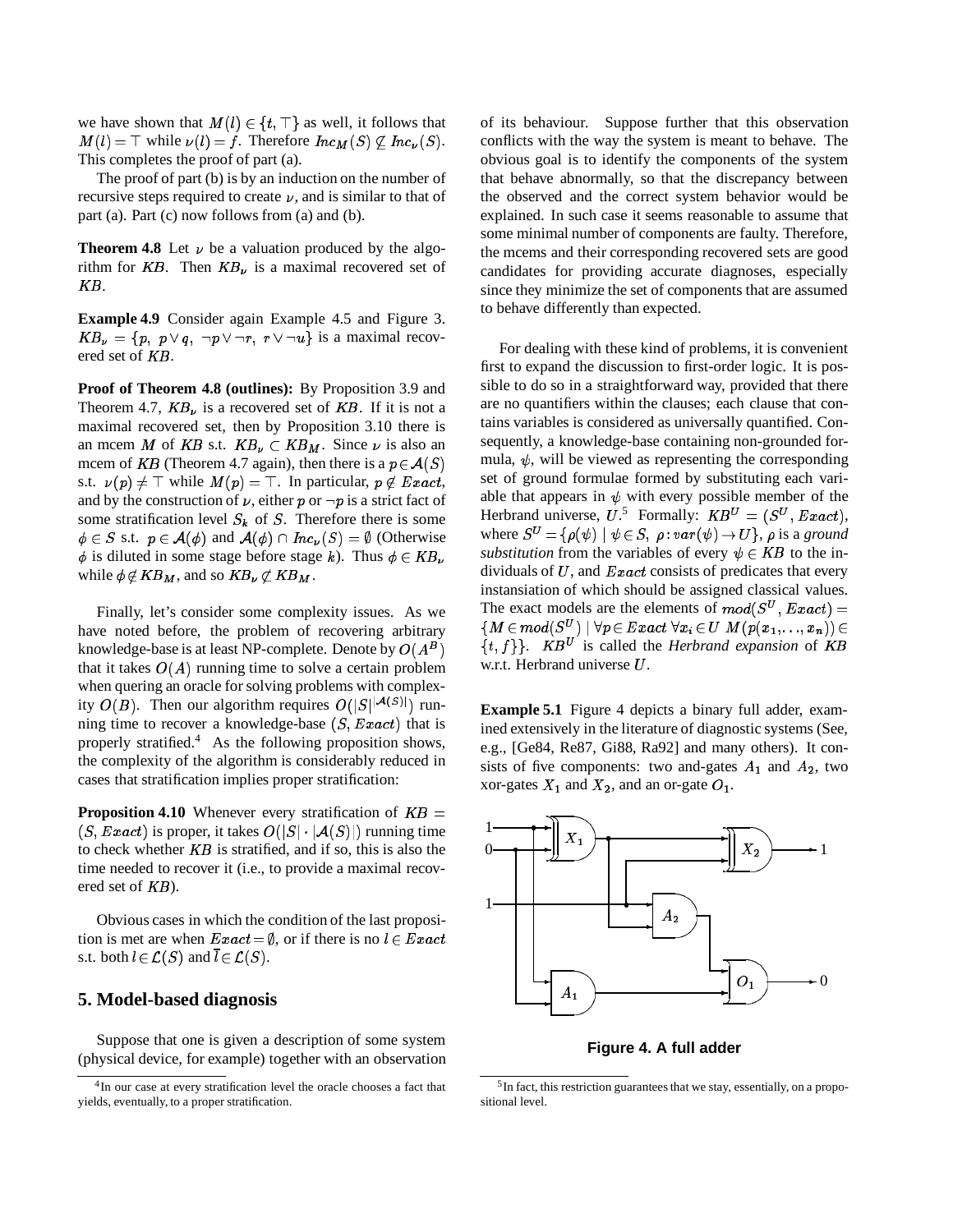we have shown that $M(l) \in \{t, \top\}$ as well, it follows that $M(l) = \top$ while $\nu(l) = f$. Therefore $Inc_M(S) \not\subseteq Inc_\nu(S)$. This completes the proof of part (a).

The proof of part (b) is by an induction on the number of recursive steps required to create $\nu$, and is similar to that of part (a). Part (c) now follows from (a) and (b).

**Theorem 4.8** Let $\nu$ be a valuation produced by the algorithm for $KB$. Then $KB_\nu$ is a maximal recovered set of $KB$.

**Example 4.9** Consider again Example 4.5 and Figure 3. $KB_\nu = \{p,\ p \vee q,\ \neg p \vee \neg r,\ r \vee \neg u\}$ is a maximal recovered set of $KB$.

**Proof of Theorem 4.8 (outlines):** By Proposition 3.9 and Theorem 4.7, $KB_\nu$ is a recovered set of $KB$. If it is not a maximal recovered set, then by Proposition 3.10 there is an mcem $M$ of $KB$ s.t. $KB_\nu \subset KB_M$. Since $\nu$ is also an mcem of $KB$ (Theorem 4.7 again), then there is a $p \in \mathcal{A}(S)$ s.t. $\nu(p) \neq \top$ while $M(p) = \top$. In particular, $p \notin Exact$, and by the construction of $\nu$, either $p$ or $\neg p$ is a strict fact of some stratification level $S_k$ of $S$. Therefore there is some $\phi \in S$ s.t. $p \in \mathcal{A}(\phi)$ and $\mathcal{A}(\phi) \cap Inc_\nu(S) = \emptyset$ (Otherwise $\phi$ is diluted in some stage before stage $k$). Thus $\phi \in KB_\nu$ while $\phi \notin KB_M$, and so $KB_\nu \not\subseteq KB_M$.

Finally, let's consider some complexity issues. As we have noted before, the problem of recovering arbitrary knowledge-base is at least NP-complete. Denote by $O(A^B)$ that it takes $O(A)$ running time to solve a certain problem when quering an oracle for solving problems with complexity $O(B)$. Then our algorithm requires $O(|S|^{|\mathcal{A}(S)|})$ running time to recover a knowledge-base $(S, Exact)$ that is properly stratified.[4] As the following proposition shows, the complexity of the algorithm is considerably reduced in cases that stratification implies proper stratification:

**Proposition 4.10** Whenever every stratification of $KB = (S, Exact)$ is proper, it takes $O(|S| \cdot |\mathcal{A}(S)|)$ running time to check whether $KB$ is stratified, and if so, this is also the time needed to recover it (i.e., to provide a maximal recovered set of $KB$).

Obvious cases in which the condition of the last proposition is met are when $Exact = \emptyset$, or if there is no $l \in Exact$ s.t. both $l \in \mathcal{L}(S)$ and $\overline{l} \in \mathcal{L}(S)$.

## 5. Model-based diagnosis

Suppose that one is given a description of some system (physical device, for example) together with an observation of its behaviour. Suppose further that this observation conflicts with the way the system is meant to behave. The obvious goal is to identify the components of the system that behave abnormally, so that the discrepancy between the observed and the correct system behavior would be explained. In such case it seems reasonable to assume that some minimal number of components are faulty. Therefore, the mcems and their corresponding recovered sets are good candidates for providing accurate diagnoses, especially since they minimize the set of components that are assumed to behave differently than expected.

For dealing with these kind of problems, it is convenient first to expand the discussion to first-order logic. It is possible to do so in a straightforward way, provided that there are no quantifiers within the clauses; each clause that contains variables is considered as universally quantified. Consequently, a knowledge-base containing non-grounded formula, $\psi$, will be viewed as representing the corresponding set of ground formulae formed by substituting each variable that appears in $\psi$ with every possible member of the Herbrand universe, $U$.[5] Formally: $KB^U = (S^U, Exact)$, where $S^U = \{\rho(\psi) \mid \psi \in S,\ \rho : var(\psi) \to U\}$, $\rho$ is a *ground substitution* from the variables of every $\psi \in KB$ to the individuals of $U$, and $Exact$ consists of predicates that every instansiation of which should be assigned classical values. The exact models are the elements of $mod(S^U, Exact) = \{M \in mod(S^U) \mid \forall p \in Exact\ \forall x_i \in U\ M(p(x_1, \ldots, x_n)) \in \{t, f\}\}$. $KB^U$ is called the *Herbrand expansion* of $KB$ w.r.t. Herbrand universe $U$.

**Example 5.1** Figure 4 depicts a binary full adder, examined extensively in the literature of diagnostic systems (See, e.g., [Ge84, Re87, Gi88, Ra92] and many others). It consists of five components: two and-gates $A_1$ and $A_2$, two xor-gates $X_1$ and $X_2$, and an or-gate $O_1$.

**Figure 4. A full adder**

---

[4] In our case at every stratification level the oracle chooses a fact that yields, eventually, to a proper stratification.

[5] In fact, this restriction guarantees that we stay, essentially, on a propositional level.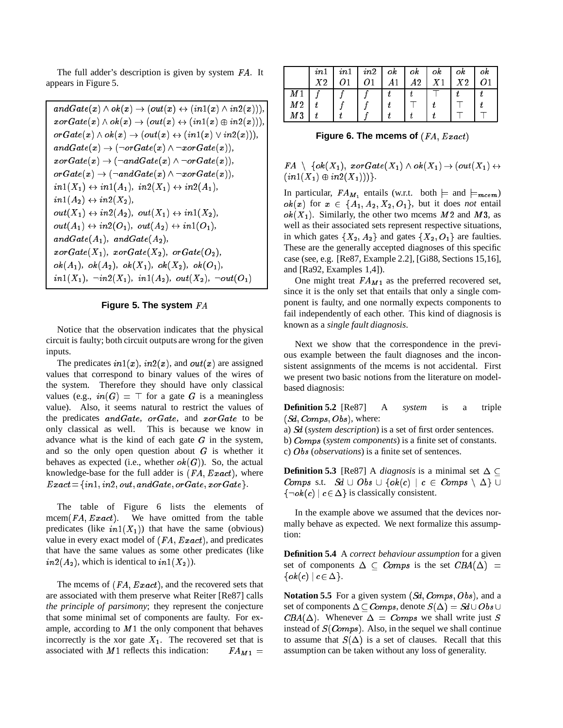The full adder's description is given by system $FA$. It appears in Figure 5.

$$
\begin{array}{l}
andGate(x) \wedge ok(x) \rightarrow (out(x) \leftrightarrow (in1(x) \wedge in2(x))),\\
xorGate(x) \wedge ok(x) \rightarrow (out(x) \leftrightarrow (in1(x) \oplus in2(x))),\\
orGate(x) \wedge ok(x) \rightarrow (out(x) \leftrightarrow (in1(x) \vee in2(x))),\\
andGate(x) \rightarrow (\neg orGate(x) \wedge \neg xorGate(x)),\\
xorGate(x) \rightarrow (\neg andGate(x) \wedge \neg orGate(x)),\\
orGate(x) \rightarrow (\neg andGate(x) \wedge \neg xorGate(x)),\\
in1(X_1) \leftrightarrow in1(A_1),\ in2(X_1) \leftrightarrow in2(A_1),\\
in1(A_2) \leftrightarrow in2(X_2),\\
out(X_1) \leftrightarrow in2(A_2),\ out(X_1) \leftrightarrow in1(X_2),\\
out(A_1) \leftrightarrow in2(O_1),\ out(A_2) \leftrightarrow in1(O_1),\\
andGate(A_1),\ andGate(A_2),\\
xorGate(X_1),\ xorGate(X_2),\ orGate(O_2),\\
ok(A_1),\ ok(A_2),\ ok(X_1),\ ok(X_2),\ ok(O_1),\\
in1(X_1),\ \neg in2(X_1),\ in1(A_2),\ out(X_2),\ \neg out(O_1)
\end{array}
$$

**Figure 5. The system $FA$**

Notice that the observation indicates that the physical circuit is faulty; both circuit outputs are wrong for the given inputs.

The predicates $in1(x)$, $in2(x)$, and $out(x)$ are assigned values that correspond to binary values of the wires of the system. Therefore they should have only classical values (e.g., $in(G) = \top$ for a gate $G$ is a meaningless value). Also, it seems natural to restrict the values of the predicates $andGate$, $orGate$, and $xorGate$ to be only classical as well. This is because we know in advance what is the kind of each gate $G$ in the system, and so the only open question about $G$ is whether it behaves as expected (i.e., whether $ok(G)$). So, the actual knowledge-base for the full adder is $(FA, Exact)$, where $Exact = \{in1, in2, out, andGate, orGate, xorGate\}$.

The table of Figure 6 lists the elements of mcem$(FA, Exact)$. We have omitted from the table predicates (like $in1(X_1)$) that have the same (obvious) value in every exact model of $(FA, Exact)$, and predicates that have the same values as some other predicates (like $in2(A_2)$, which is identical to $in1(X_2)$).

The mcems of $(FA, Exact)$, and the recovered sets that are associated with them preserve what Reiter [Re87] calls *the principle of parsimony*; they represent the conjecture that some minimal set of components are faulty. For example, according to $M1$ the only component that behaves incorrectly is the xor gate $X_1$. The recovered set that is associated with $M1$ reflects this indication: $FA_{M1} =$

| | $in1$ $X2$ | $in1$ $O1$ | $in2$ $O1$ | $ok$ $A1$ | $ok$ $A2$ | $ok$ $X1$ | $ok$ $X2$ | $ok$ $O1$ |
|---|---|---|---|---|---|---|---|---|
| $M1$ | $f$ | $f$ | $f$ | $t$ | $t$ | $\top$ | $t$ | $t$ |
| $M2$ | $t$ | $f$ | $f$ | $t$ | $\top$ | $t$ | $\top$ | $t$ |
| $M3$ | $t$ | $t$ | $f$ | $t$ | $t$ | $t$ | $\top$ | $\top$ |

**Figure 6. The mcems of $(FA, Exact)$**

$FA \setminus \{ok(X_1),\ xorGate(X_1) \wedge ok(X_1) \rightarrow (out(X_1) \leftrightarrow (in1(X_1) \oplus in2(X_1)))\}$.

In particular, $FA_{M_1}$ entails (w.r.t. both $\models$ and $\models_{mcem}$) $ok(x)$ for $x \in \{A_1, A_2, X_2, O_1\}$, but it does *not* entail $ok(X_1)$. Similarly, the other two mcems $M2$ and $M3$, as well as their associated sets represent respective situations, in which gates $\{X_2, A_2\}$ and gates $\{X_2, O_1\}$ are faulties. These are the generally accepted diagnoses of this specific case (see, e.g. [Re87, Example 2.2], [Gi88, Sections 15,16], and [Ra92, Examples 1,4]).

One might treat $FA_{M1}$ as the preferred recovered set, since it is the only set that entails that only a single component is faulty, and one normally expects components to fail independently of each other. This kind of diagnosis is known as a *single fault diagnosis*.

Next we show that the correspondence in the previous example between the fault diagnoses and the inconsistent assignments of the mcems is not accidental. First we present two basic notions from the literature on model-based diagnosis:

**Definition 5.2** [Re87] A *system* is a triple $(Sd, Comps, Obs)$, where:
a) $Sd$ (*system description*) is a set of first order sentences.
b) $Comps$ (*system components*) is a finite set of constants.
c) $Obs$ (*observations*) is a finite set of sentences.

**Definition 5.3** [Re87] A *diagnosis* is a minimal set $\Delta \subseteq Comps$ s.t. $Sd \cup Obs \cup \{ok(c) \mid c \in Comps \setminus \Delta\} \cup \{\neg ok(c) \mid c \in \Delta\}$ is classically consistent.

In the example above we assumed that the devices normally behave as expected. We next formalize this assumption:

**Definition 5.4** A *correct behaviour assumption* for a given set of components $\Delta \subseteq Comps$ is the set $CBA(\Delta) = \{ok(c) \mid c \in \Delta\}$.

**Notation 5.5** For a given system $(Sd, Comps, Obs)$, and a set of components $\Delta \subseteq Comps$, denote $S(\Delta) = Sd \cup Obs \cup CBA(\Delta)$. Whenever $\Delta = Comps$ we shall write just $S$ instead of $S(Comps)$. Also, in the sequel we shall continue to assume that $S(\Delta)$ is a set of clauses. Recall that this assumption can be taken without any loss of generality.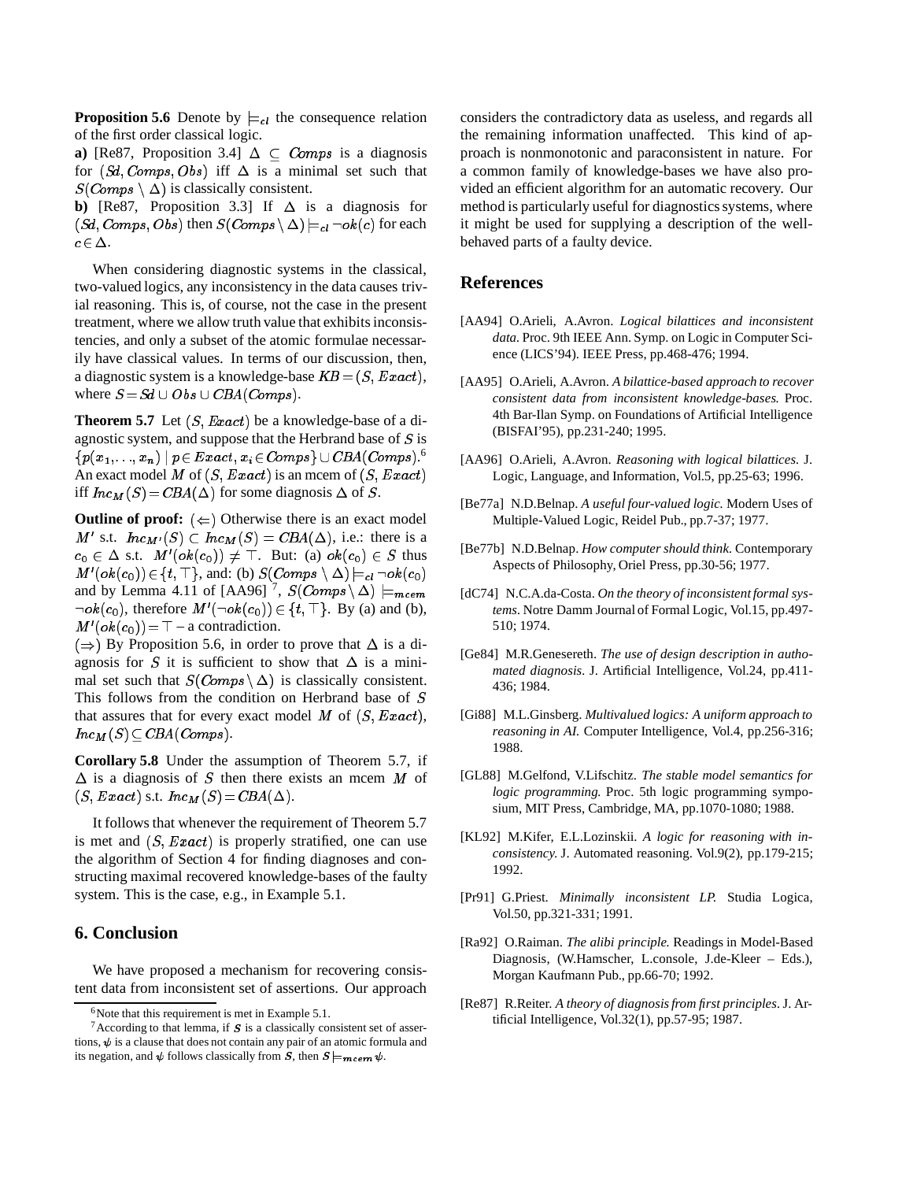**Proposition 5.6** Denote by $\models_{cl}$ the consequence relation of the first order classical logic.

**a)** [Re87, Proposition 3.4] $\Delta \subseteq \mathit{Comps}$ is a diagnosis for $(\mathit{Sd}, \mathit{Comps}, \mathit{Obs})$ iff $\Delta$ is a minimal set such that $S(\mathit{Comps} \setminus \Delta)$ is classically consistent.

**b)** [Re87, Proposition 3.3] If $\Delta$ is a diagnosis for $(\mathit{Sd}, \mathit{Comps}, \mathit{Obs})$ then $S(\mathit{Comps} \setminus \Delta) \models_{cl} \neg ok(c)$ for each $c \in \Delta$.

When considering diagnostic systems in the classical, two-valued logics, any inconsistency in the data causes trivial reasoning. This is, of course, not the case in the present treatment, where we allow truth value that exhibits inconsistencies, and only a subset of the atomic formulae necessarily have classical values. In terms of our discussion, then, a diagnostic system is a knowledge-base $KB = (S, \mathit{Exact})$, where $S = \mathit{Sd} \cup \mathit{Obs} \cup \mathit{CBA}(\mathit{Comps})$.

**Theorem 5.7** Let $(S, \mathit{Exact})$ be a knowledge-base of a diagnostic system, and suppose that the Herbrand base of $S$ is $\{p(x_1, \ldots, x_n) \mid p \in \mathit{Exact}, x_i \in \mathit{Comps}\} \cup \mathit{CBA}(\mathit{Comps})$.[6] An exact model $M$ of $(S, \mathit{Exact})$ is an mcem of $(S, \mathit{Exact})$ iff $\mathit{Inc}_M(S) = \mathit{CBA}(\Delta)$ for some diagnosis $\Delta$ of $S$.

**Outline of proof:** $(\Leftarrow)$ Otherwise there is an exact model $M'$ s.t. $\mathit{Inc}_{M'}(S) \subset \mathit{Inc}_M(S) = \mathit{CBA}(\Delta)$, i.e.: there is a $c_0 \in \Delta$ s.t. $M'(ok(c_0)) \neq \top$. But: (a) $ok(c_0) \in S$ thus $M'(ok(c_0)) \in \{t, \top\}$, and: (b) $S(\mathit{Comps} \setminus \Delta) \models_{cl} \neg ok(c_0)$ and by Lemma 4.11 of [AA96] [7], $S(\mathit{Comps} \setminus \Delta) \models_{mcem} \neg ok(c_0)$, therefore $M'(\neg ok(c_0)) \in \{t, \top\}$. By (a) and (b), $M'(ok(c_0)) = \top$ – a contradiction.

$(\Rightarrow)$ By Proposition 5.6, in order to prove that $\Delta$ is a diagnosis for $S$ it is sufficient to show that $\Delta$ is a minimal set such that $S(\mathit{Comps} \setminus \Delta)$ is classically consistent. This follows from the condition on Herbrand base of $S$ that assures that for every exact model $M$ of $(S, \mathit{Exact})$, $\mathit{Inc}_M(S) \subseteq \mathit{CBA}(\mathit{Comps})$.

**Corollary 5.8** Under the assumption of Theorem 5.7, if $\Delta$ is a diagnosis of $S$ then there exists an mcem $M$ of $(S, \mathit{Exact})$ s.t. $\mathit{Inc}_M(S) = \mathit{CBA}(\Delta)$.

It follows that whenever the requirement of Theorem 5.7 is met and $(S, \mathit{Exact})$ is properly stratified, one can use the algorithm of Section 4 for finding diagnoses and constructing maximal recovered knowledge-bases of the faulty system. This is the case, e.g., in Example 5.1.

## 6. Conclusion

We have proposed a mechanism for recovering consistent data from inconsistent set of assertions. Our approach considers the contradictory data as useless, and regards all the remaining information unaffected. This kind of approach is nonmonotonic and paraconsistent in nature. For a common family of knowledge-bases we have also provided an efficient algorithm for an automatic recovery. Our method is particularly useful for diagnostics systems, where it might be used for supplying a description of the well-behaved parts of a faulty device.

[6] Note that this requirement is met in Example 5.1.

[7] According to that lemma, if $S$ is a classically consistent set of assertions, $\psi$ is a clause that does not contain any pair of an atomic formula and its negation, and $\psi$ follows classically from $S$, then $S \models_{mcem} \psi$.

## References

[AA94] O.Arieli, A.Avron. *Logical bilattices and inconsistent data.* Proc. 9th IEEE Ann. Symp. on Logic in Computer Science (LICS'94). IEEE Press, pp.468-476; 1994.

[AA95] O.Arieli, A.Avron. *A bilattice-based approach to recover consistent data from inconsistent knowledge-bases.* Proc. 4th Bar-Ilan Symp. on Foundations of Artificial Intelligence (BISFAI'95), pp.231-240; 1995.

[AA96] O.Arieli, A.Avron. *Reasoning with logical bilattices.* J. Logic, Language, and Information, Vol.5, pp.25-63; 1996.

[Be77a] N.D.Belnap. *A useful four-valued logic.* Modern Uses of Multiple-Valued Logic, Reidel Pub., pp.7-37; 1977.

[Be77b] N.D.Belnap. *How computer should think.* Contemporary Aspects of Philosophy, Oriel Press, pp.30-56; 1977.

[dC74] N.C.A.da-Costa. *On the theory of inconsistent formal systems.* Notre Damm Journal of Formal Logic, Vol.15, pp.497-510; 1974.

[Ge84] M.R.Genesereth. *The use of design description in authomated diagnosis.* J. Artificial Intelligence, Vol.24, pp.411-436; 1984.

[Gi88] M.L.Ginsberg. *Multivalued logics: A uniform approach to reasoning in AI.* Computer Intelligence, Vol.4, pp.256-316; 1988.

[GL88] M.Gelfond, V.Lifschitz. *The stable model semantics for logic programming.* Proc. 5th logic programming symposium, MIT Press, Cambridge, MA, pp.1070-1080; 1988.

[KL92] M.Kifer, E.L.Lozinskii. *A logic for reasoning with inconsistency.* J. Automated reasoning. Vol.9(2), pp.179-215; 1992.

[Pr91] G.Priest. *Minimally inconsistent LP.* Studia Logica, Vol.50, pp.321-331; 1991.

[Ra92] O.Raiman. *The alibi principle.* Readings in Model-Based Diagnosis, (W.Hamscher, L.console, J.de-Kleer – Eds.), Morgan Kaufmann Pub., pp.66-70; 1992.

[Re87] R.Reiter. *A theory of diagnosis from first principles.* J. Artificial Intelligence, Vol.32(1), pp.57-95; 1987.